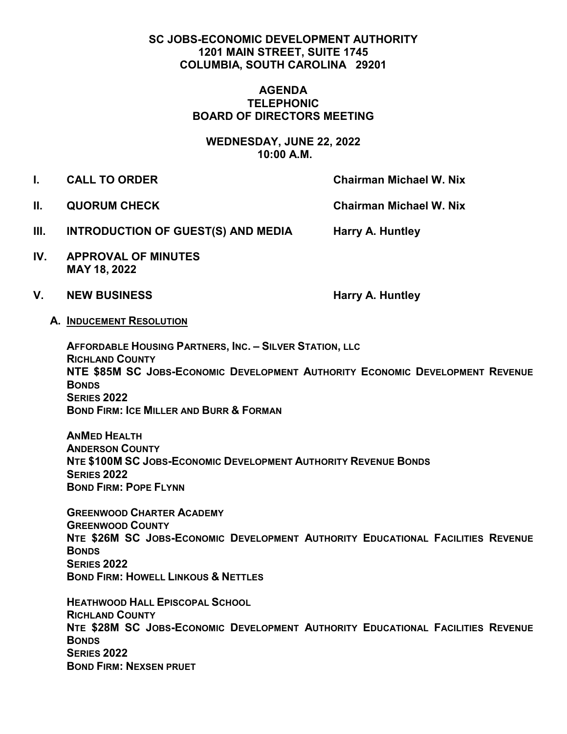**SC JOBS-ECONOMIC DEVELOPMENT AUTHORITY**
**1201 MAIN STREET, SUITE 1745**
**COLUMBIA, SOUTH CAROLINA 29201**

# AGENDA
## TELEPHONIC
## BOARD OF DIRECTORS MEETING

**WEDNESDAY, JUNE 22, 2022**
**10:00 A.M.**

**I. CALL TO ORDER** — **Chairman Michael W. Nix**

**II. QUORUM CHECK** — **Chairman Michael W. Nix**

**III. INTRODUCTION OF GUEST(S) AND MEDIA** — **Harry A. Huntley**

**IV. APPROVAL OF MINUTES**
**MAY 18, 2022**

**V. NEW BUSINESS** — **Harry A. Huntley**

**A. <u>INDUCEMENT RESOLUTION</u>**

**AFFORDABLE HOUSING PARTNERS, INC. – SILVER STATION, LLC**
**RICHLAND COUNTY**
**NTE $85M SC JOBS-ECONOMIC DEVELOPMENT AUTHORITY ECONOMIC DEVELOPMENT REVENUE BONDS**
**SERIES 2022**
**BOND FIRM: ICE MILLER AND BURR & FORMAN**

**ANMED HEALTH**
**ANDERSON COUNTY**
**NTE $100M SC JOBS-ECONOMIC DEVELOPMENT AUTHORITY REVENUE BONDS**
**SERIES 2022**
**BOND FIRM: POPE FLYNN**

**GREENWOOD CHARTER ACADEMY**
**GREENWOOD COUNTY**
**NTE $26M SC JOBS-ECONOMIC DEVELOPMENT AUTHORITY EDUCATIONAL FACILITIES REVENUE BONDS**
**SERIES 2022**
**BOND FIRM: HOWELL LINKOUS & NETTLES**

**HEATHWOOD HALL EPISCOPAL SCHOOL**
**RICHLAND COUNTY**
**NTE $28M SC JOBS-ECONOMIC DEVELOPMENT AUTHORITY EDUCATIONAL FACILITIES REVENUE BONDS**
**SERIES 2022**
**BOND FIRM: NEXSEN PRUET**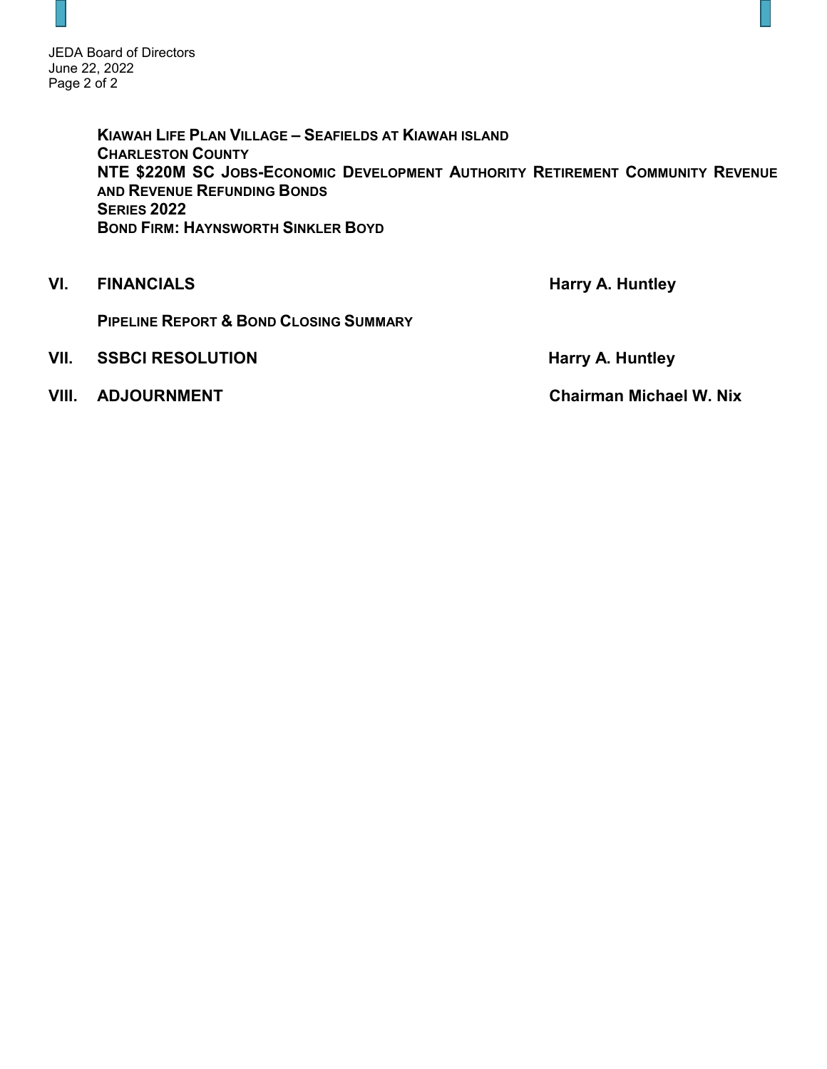**KIAWAH LIFE PLAN VILLAGE – SEAFIELDS AT KIAWAH ISLAND**
**CHARLESTON COUNTY**
**NTE $220M SC JOBS-ECONOMIC DEVELOPMENT AUTHORITY RETIREMENT COMMUNITY REVENUE AND REVENUE REFUNDING BONDS**
**SERIES 2022**
**BOND FIRM: HAYNSWORTH SINKLER BOYD**

**VI. FINANCIALS** — **Harry A. Huntley**

**PIPELINE REPORT & BOND CLOSING SUMMARY**

**VII. SSBCI RESOLUTION** — **Harry A. Huntley**

**VIII. ADJOURNMENT** — **Chairman Michael W. Nix**